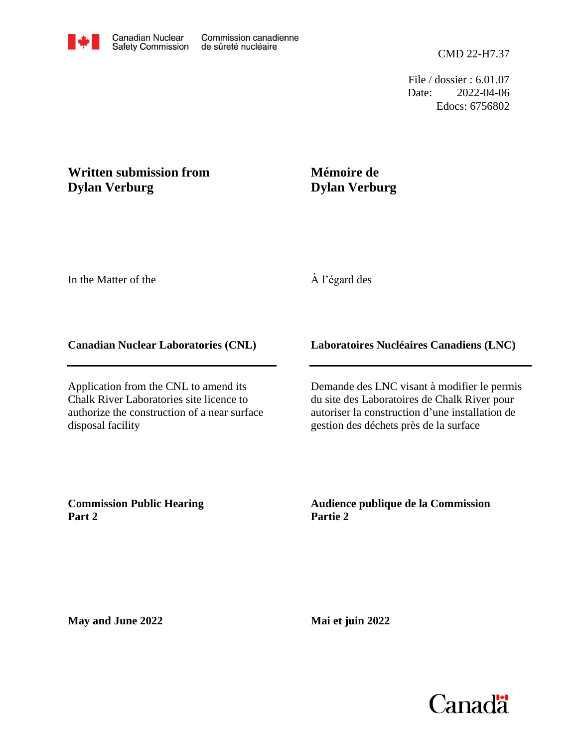Canadian Nuclear Safety Commission — Commission canadienne de sûreté nucléaire

CMD 22-H7.37

File / dossier : 6.01.07
Date: 2022-04-06
Edocs: 6756802

**Written submission from Dylan Verburg**

**Mémoire de Dylan Verburg**

In the Matter of the

À l'égard des

**Canadian Nuclear Laboratories (CNL)**

**Laboratoires Nucléaires Canadiens (LNC)**

Application from the CNL to amend its Chalk River Laboratories site licence to authorize the construction of a near surface disposal facility

Demande des LNC visant à modifier le permis du site des Laboratoires de Chalk River pour autoriser la construction d'une installation de gestion des déchets près de la surface

**Commission Public Hearing Part 2**

**Audience publique de la Commission Partie 2**

**May and June 2022**

**Mai et juin 2022**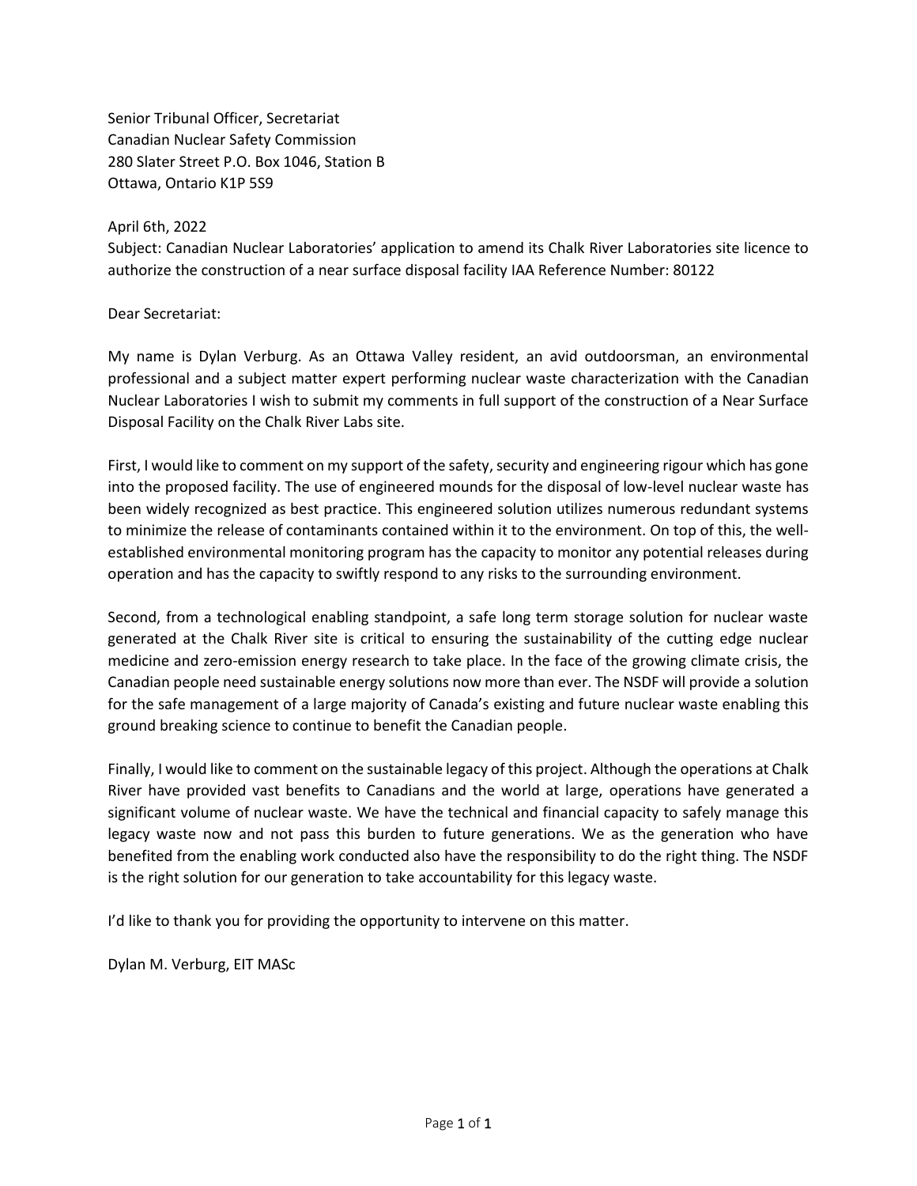Senior Tribunal Officer, Secretariat
Canadian Nuclear Safety Commission
280 Slater Street P.O. Box 1046, Station B
Ottawa, Ontario K1P 5S9

April 6th, 2022
Subject: Canadian Nuclear Laboratories' application to amend its Chalk River Laboratories site licence to authorize the construction of a near surface disposal facility IAA Reference Number: 80122

Dear Secretariat:

My name is Dylan Verburg. As an Ottawa Valley resident, an avid outdoorsman, an environmental professional and a subject matter expert performing nuclear waste characterization with the Canadian Nuclear Laboratories I wish to submit my comments in full support of the construction of a Near Surface Disposal Facility on the Chalk River Labs site.

First, I would like to comment on my support of the safety, security and engineering rigour which has gone into the proposed facility. The use of engineered mounds for the disposal of low-level nuclear waste has been widely recognized as best practice. This engineered solution utilizes numerous redundant systems to minimize the release of contaminants contained within it to the environment. On top of this, the well-established environmental monitoring program has the capacity to monitor any potential releases during operation and has the capacity to swiftly respond to any risks to the surrounding environment.

Second, from a technological enabling standpoint, a safe long term storage solution for nuclear waste generated at the Chalk River site is critical to ensuring the sustainability of the cutting edge nuclear medicine and zero-emission energy research to take place. In the face of the growing climate crisis, the Canadian people need sustainable energy solutions now more than ever. The NSDF will provide a solution for the safe management of a large majority of Canada's existing and future nuclear waste enabling this ground breaking science to continue to benefit the Canadian people.

Finally, I would like to comment on the sustainable legacy of this project. Although the operations at Chalk River have provided vast benefits to Canadians and the world at large, operations have generated a significant volume of nuclear waste. We have the technical and financial capacity to safely manage this legacy waste now and not pass this burden to future generations. We as the generation who have benefited from the enabling work conducted also have the responsibility to do the right thing. The NSDF is the right solution for our generation to take accountability for this legacy waste.

I'd like to thank you for providing the opportunity to intervene on this matter.

Dylan M. Verburg, EIT MASc